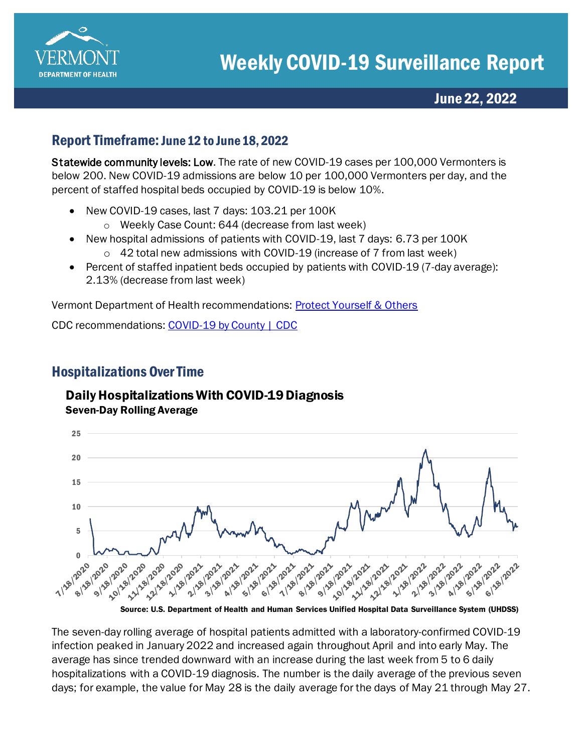# Weekly COVID-19 Surveillance Report

**June 22, 2022**

## Report Timeframe: June 12 to June 18, 2022

**Statewide community levels: Low**. The rate of new COVID-19 cases per 100,000 Vermonters is below 200. New COVID-19 admissions are below 10 per 100,000 Vermonters per day, and the percent of staffed hospital beds occupied by COVID-19 is below 10%.

- New COVID-19 cases, last 7 days: 103.21 per 100K
  - Weekly Case Count: 644 (decrease from last week)
- New hospital admissions of patients with COVID-19, last 7 days: 6.73 per 100K
  - 42 total new admissions with COVID-19 (increase of 7 from last week)
- Percent of staffed inpatient beds occupied by patients with COVID-19 (7-day average): 2.13% (decrease from last week)

Vermont Department of Health recommendations: [Protect Yourself & Others]

CDC recommendations: [COVID-19 by County | CDC]

## Hospitalizations Over Time

### Daily Hospitalizations With COVID-19 Diagnosis

**Seven-Day Rolling Average**

Source: U.S. Department of Health and Human Services Unified Hospital Data Surveillance System (UHDSS)

The seven-day rolling average of hospital patients admitted with a laboratory-confirmed COVID-19 infection peaked in January 2022 and increased again throughout April and into early May. The average has since trended downward with an increase during the last week from 5 to 6 daily hospitalizations with a COVID-19 diagnosis. The number is the daily average of the previous seven days; for example, the value for May 28 is the daily average for the days of May 21 through May 27.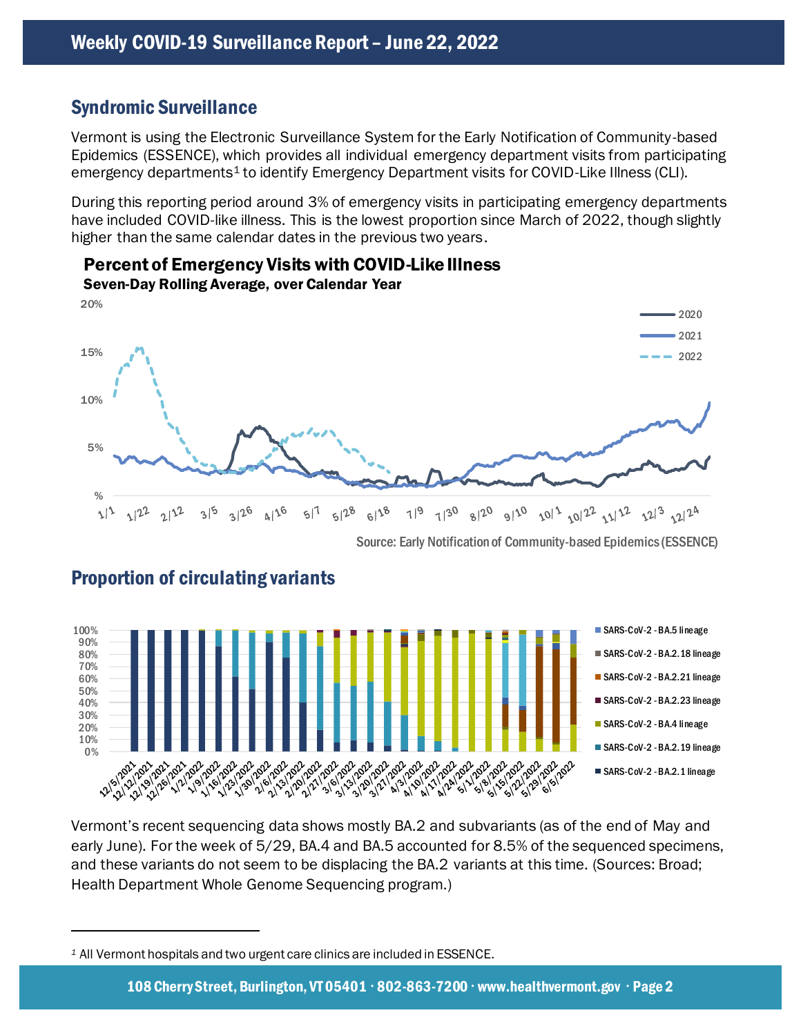## Syndromic Surveillance

Vermont is using the Electronic Surveillance System for the Early Notification of Community-based Epidemics (ESSENCE), which provides all individual emergency department visits from participating emergency departments[1] to identify Emergency Department visits for COVID-Like Illness (CLI).

During this reporting period around 3% of emergency visits in participating emergency departments have included COVID-like illness. This is the lowest proportion since March of 2022, though slightly higher than the same calendar dates in the previous two years.

**Percent of Emergency Visits with COVID-Like Illness**
**Seven-Day Rolling Average, over Calendar Year**

Source: Early Notification of Community-based Epidemics (ESSENCE)

## Proportion of circulating variants

Vermont's recent sequencing data shows mostly BA.2 and subvariants (as of the end of May and early June). For the week of 5/29, BA.4 and BA.5 accounted for 8.5% of the sequenced specimens, and these variants do not seem to be displacing the BA.2 variants at this time. (Sources: Broad; Health Department Whole Genome Sequencing program.)

---

[1] All Vermont hospitals and two urgent care clinics are included in ESSENCE.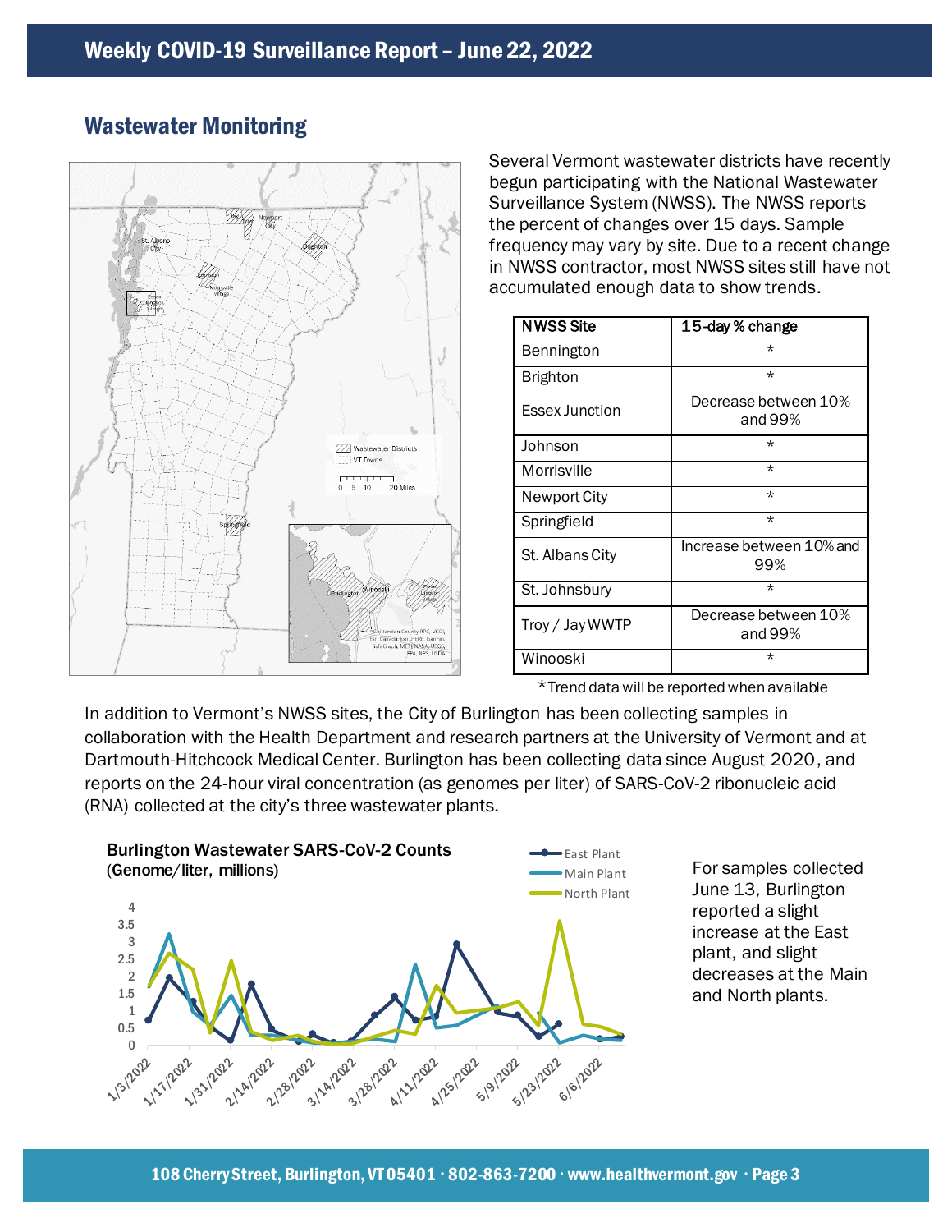# Weekly COVID-19 Surveillance Report – June 22, 2022

## Wastewater Monitoring

Several Vermont wastewater districts have recently begun participating with the National Wastewater Surveillance System (NWSS). The NWSS reports the percent of changes over 15 days. Sample frequency may vary by site. Due to a recent change in NWSS contractor, most NWSS sites still have not accumulated enough data to show trends.

| NWSS Site | 15-day % change |
|---|---|
| Bennington | * |
| Brighton | * |
| Essex Junction | Decrease between 10% and 99% |
| Johnson | * |
| Morrisville | * |
| Newport City | * |
| Springfield | * |
| St. Albans City | Increase between 10% and 99% |
| St. Johnsbury | * |
| Troy / Jay WWTP | Decrease between 10% and 99% |
| Winooski | * |

*Trend data will be reported when available

In addition to Vermont's NWSS sites, the City of Burlington has been collecting samples in collaboration with the Health Department and research partners at the University of Vermont and at Dartmouth-Hitchcock Medical Center. Burlington has been collecting data since August 2020, and reports on the 24-hour viral concentration (as genomes per liter) of SARS-CoV-2 ribonucleic acid (RNA) collected at the city's three wastewater plants.

**Burlington Wastewater SARS-CoV-2 Counts (Genome/liter, millions)**

For samples collected June 13, Burlington reported a slight increase at the East plant, and slight decreases at the Main and North plants.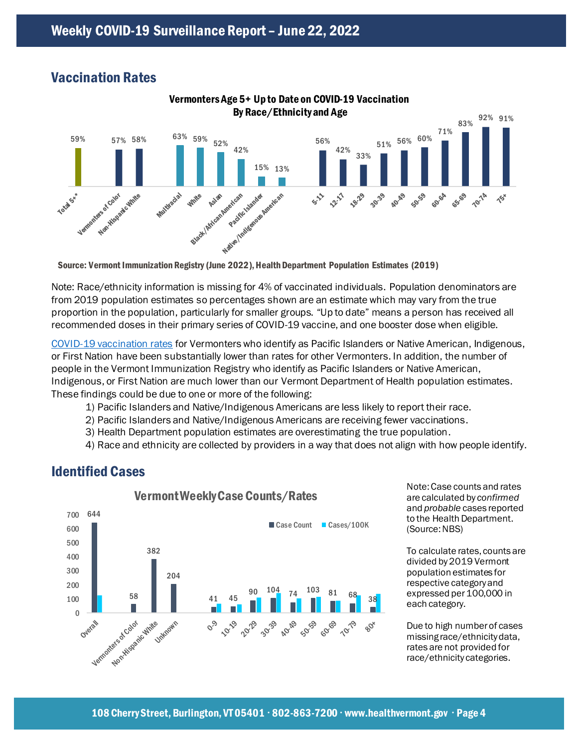## Vaccination Rates

**Vermonters Age 5+ Up to Date on COVID-19 Vaccination By Race/Ethnicity and Age**

| Category | Percent Up to Date |
|---|---|
| Total 5+* | 59% |
| Vermonters of Color | 57% |
| Non-Hispanic White | 58% |
| Multiracial | 63% |
| White | 59% |
| Asian | 52% |
| Black/African American | 42% |
| Pacific Islander | 15% |
| Native/Indigenous American | 13% |
| 5-11 | 56% |
| 12-17 | 42% |
| 18-29 | 33% |
| 30-39 | 51% |
| 40-49 | 56% |
| 50-59 | 60% |
| 60-64 | 71% |
| 65-69 | 83% |
| 70-74 | 92% |
| 75+ | 91% |

**Source: Vermont Immunization Registry (June 2022), Health Department Population Estimates (2019)**

Note: Race/ethnicity information is missing for 4% of vaccinated individuals. Population denominators are from 2019 population estimates so percentages shown are an estimate which may vary from the true proportion in the population, particularly for smaller groups. "Up to date" means a person has received all recommended doses in their primary series of COVID-19 vaccine, and one booster dose when eligible.

COVID-19 vaccination rates for Vermonters who identify as Pacific Islanders or Native American, Indigenous, or First Nation have been substantially lower than rates for other Vermonters. In addition, the number of people in the Vermont Immunization Registry who identify as Pacific Islanders or Native American, Indigenous, or First Nation are much lower than our Vermont Department of Health population estimates. These findings could be due to one or more of the following:

1) Pacific Islanders and Native/Indigenous Americans are less likely to report their race.
2) Pacific Islanders and Native/Indigenous Americans are receiving fewer vaccinations.
3) Health Department population estimates are overestimating the true population.
4) Race and ethnicity are collected by providers in a way that does not align with how people identify.

## Identified Cases

**Vermont Weekly Case Counts/Rates**

| Category | Case Count |
|---|---|
| Overall | 644 |
| Vermonters of Color | 58 |
| Non-Hispanic White | 382 |
| Unknown | 204 |
| 0-9 | 41 |
| 10-19 | 45 |
| 20-29 | 90 |
| 30-39 | 104 |
| 40-49 | 74 |
| 50-59 | 103 |
| 60-69 | 81 |
| 70-79 | 68 |
| 80+ | 38 |

Note: Case counts and rates are calculated by *confirmed* and *probable* cases reported to the Health Department. (Source: NBS)

To calculate rates, counts are divided by 2019 Vermont population estimates for respective category and expressed per 100,000 in each category.

Due to high number of cases missing race/ethnicity data, rates are not provided for race/ethnicity categories.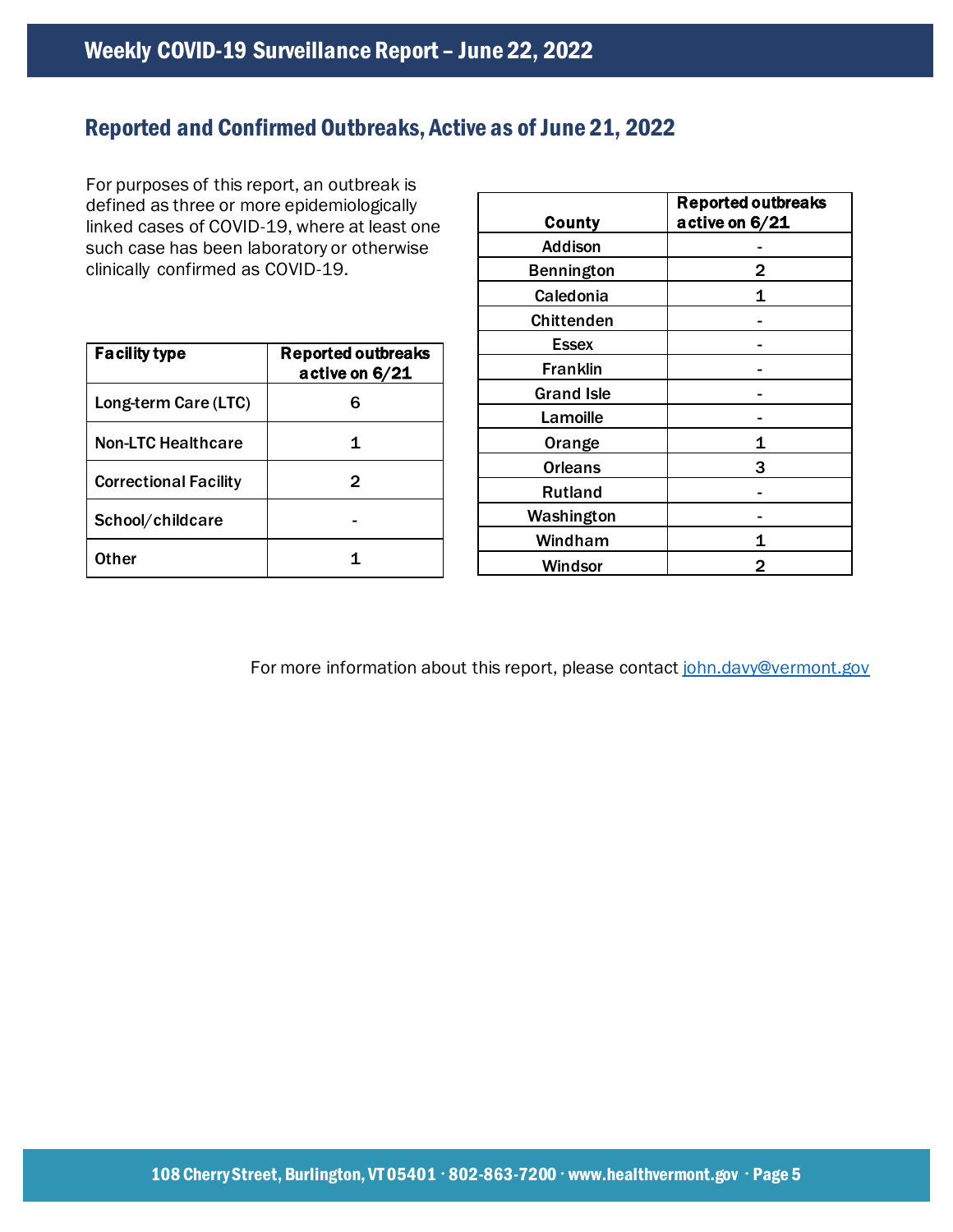# Weekly COVID-19 Surveillance Report – June 22, 2022

## Reported and Confirmed Outbreaks, Active as of June 21, 2022

For purposes of this report, an outbreak is defined as three or more epidemiologically linked cases of COVID-19, where at least one such case has been laboratory or otherwise clinically confirmed as COVID-19.

| Facility type | Reported outbreaks active on 6/21 |
|---|---|
| Long-term Care (LTC) | 6 |
| Non-LTC Healthcare | 1 |
| Correctional Facility | 2 |
| School/childcare | - |
| Other | 1 |

| County | Reported outbreaks active on 6/21 |
|---|---|
| Addison | - |
| Bennington | 2 |
| Caledonia | 1 |
| Chittenden | - |
| Essex | - |
| Franklin | - |
| Grand Isle | - |
| Lamoille | - |
| Orange | 1 |
| Orleans | 3 |
| Rutland | - |
| Washington | - |
| Windham | 1 |
| Windsor | 2 |

For more information about this report, please contact john.davy@vermont.gov